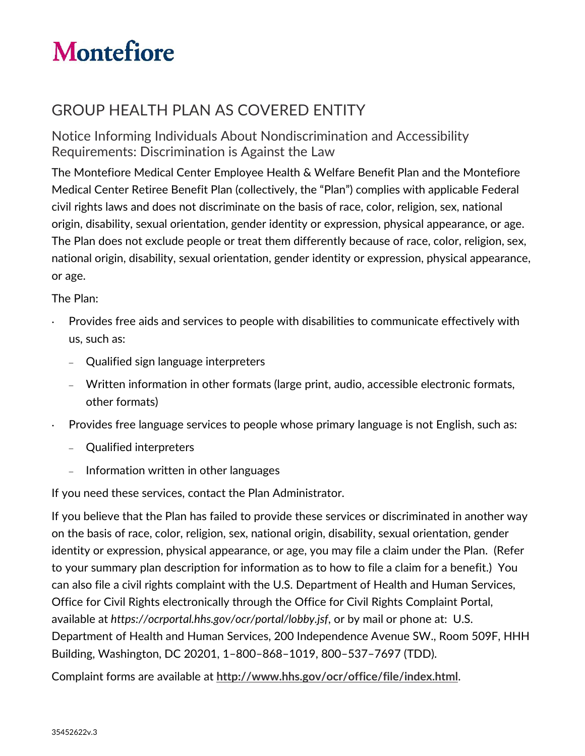# Montefiore

## GROUP HEALTH PLAN AS COVERED ENTITY

### Notice Informing Individuals About Nondiscrimination and Accessibility Requirements: Discrimination is Against the Law

The Montefiore Medical Center Employee Health & Welfare Benefit Plan and the Montefiore Medical Center Retiree Benefit Plan (collectively, the "Plan") complies with applicable Federal civil rights laws and does not discriminate on the basis of race, color, religion, sex, national origin, disability, sexual orientation, gender identity or expression, physical appearance, or age. The Plan does not exclude people or treat them differently because of race, color, religion, sex, national origin, disability, sexual orientation, gender identity or expression, physical appearance, or age.

The Plan:

- Provides free aids and services to people with disabilities to communicate effectively with us, such as:
  - Qualified sign language interpreters
  - Written information in other formats (large print, audio, accessible electronic formats, other formats)
- Provides free language services to people whose primary language is not English, such as:
  - Qualified interpreters
  - Information written in other languages

If you need these services, contact the Plan Administrator.

If you believe that the Plan has failed to provide these services or discriminated in another way on the basis of race, color, religion, sex, national origin, disability, sexual orientation, gender identity or expression, physical appearance, or age, you may file a claim under the Plan. (Refer to your summary plan description for information as to how to file a claim for a benefit.) You can also file a civil rights complaint with the U.S. Department of Health and Human Services, Office for Civil Rights electronically through the Office for Civil Rights Complaint Portal, available at *https://ocrportal.hhs.gov/ocr/portal/lobby.jsf*, or by mail or phone at: U.S. Department of Health and Human Services, 200 Independence Avenue SW., Room 509F, HHH Building, Washington, DC 20201, 1–800–868–1019, 800–537–7697 (TDD).

Complaint forms are available at **http://www.hhs.gov/ocr/office/file/index.html**.

35452622v.3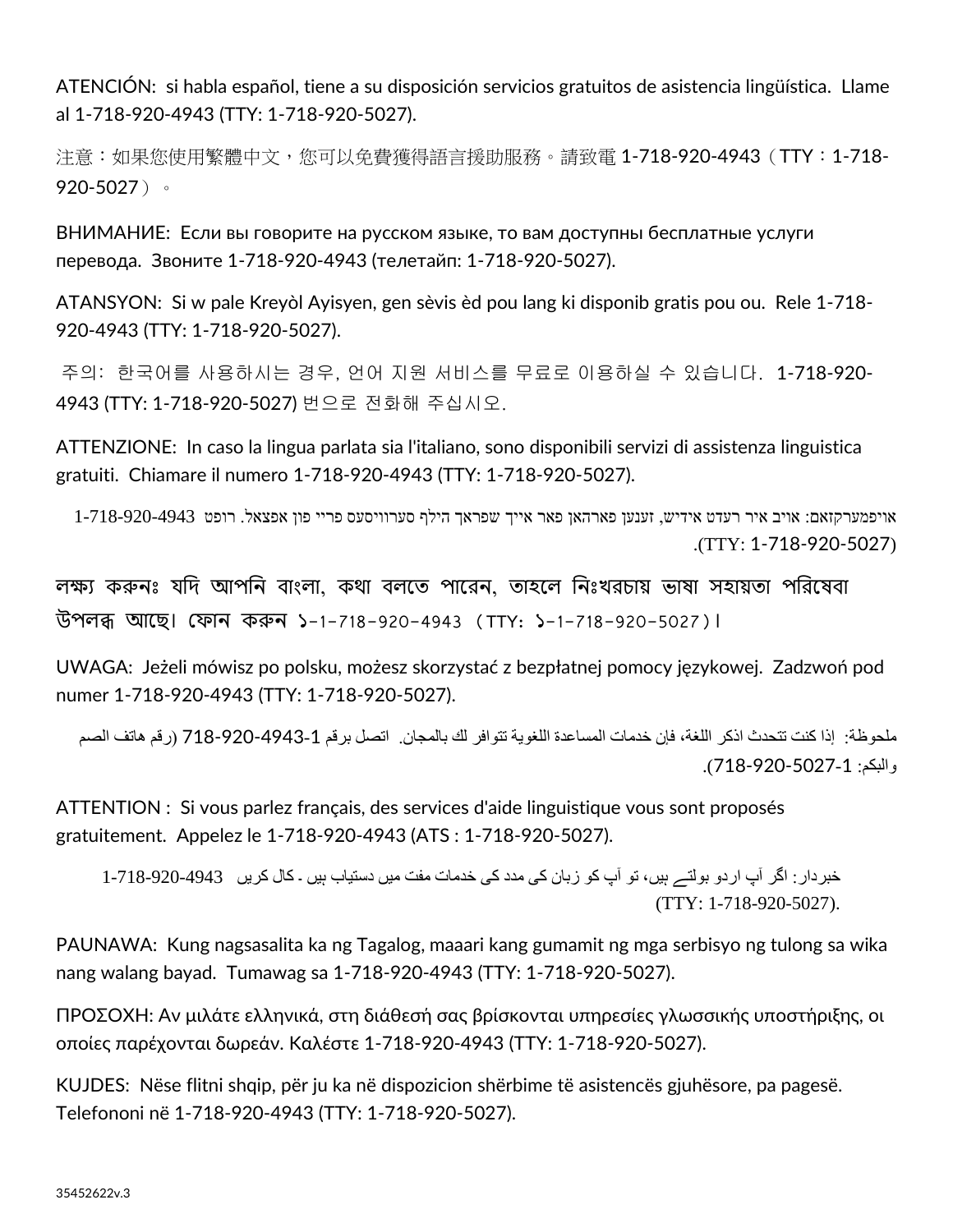ATENCIÓN:  si habla español, tiene a su disposición servicios gratuitos de asistencia lingüística.  Llame al 1-718-920-4943 (TTY: 1-718-920-5027).

注意：如果您使用繁體中文，您可以免費獲得語言援助服務。請致電 1-718-920-4943（TTY：1-718-920-5027）。

ВНИМАНИЕ:  Если вы говорите на русском языке, то вам доступны бесплатные услуги перевода.  Звоните 1-718-920-4943 (телетайп: 1-718-920-5027).

ATANSYON:  Si w pale Kreyòl Ayisyen, gen sèvis èd pou lang ki disponib gratis pou ou.  Rele 1-718-920-4943 (TTY: 1-718-920-5027).

주의:  한국어를 사용하시는 경우, 언어 지원 서비스를 무료로 이용하실 수 있습니다.  1-718-920-4943 (TTY: 1-718-920-5027) 번으로 전화해 주십시오.

ATTENZIONE:  In caso la lingua parlata sia l'italiano, sono disponibili servizi di assistenza linguistica gratuiti.  Chiamare il numero 1-718-920-4943 (TTY: 1-718-920-5027).

אויפמערקזאם: אויב איר רעדט אידיש, זענען פארהאן פאר אייך שפראך הילף סערוויסעס פריי פון אפצאל. רופט 1-718-920-4943 (TTY: 1-718-920-5027).

লক্ষ্য করুনঃ যদি আপনি বাংলা, কথা বলতে পারেন, তাহলে নিঃখরচায় ভাষা সহায়তা পরিষেবা উপলব্ধ আছে। ফোন করুন ১-1-718-920-4943 (TTY: ১-1-718-920-5027)।

UWAGA:  Jeżeli mówisz po polsku, możesz skorzystać z bezpłatnej pomocy językowej.  Zadzwoń pod numer 1-718-920-4943 (TTY: 1-718-920-5027).

ملحوظة:  إذا كنت تتحدث اذكر اللغة، فإن خدمات المساعدة اللغوية تتوافر لك بالمجان.  اتصل برقم 1-718-920-4943 (رقم هاتف الصم والبكم: 1-718-920-5027).

ATTENTION :  Si vous parlez français, des services d'aide linguistique vous sont proposés gratuitement.  Appelez le 1-718-920-4943 (ATS : 1-718-920-5027).

خبردار: اگر آپ اردو بولتے ہیں، تو آپ کو زبان کی مدد کی خدمات مفت میں دستیاب ہیں ۔ کال کریں 1-718-920-4943 (TTY: 1-718-920-5027).

PAUNAWA:  Kung nagsasalita ka ng Tagalog, maaari kang gumamit ng mga serbisyo ng tulong sa wika nang walang bayad.  Tumawag sa 1-718-920-4943 (TTY: 1-718-920-5027).

ΠΡΟΣΟΧΗ: Αν μιλάτε ελληνικά, στη διάθεσή σας βρίσκονται υπηρεσίες γλωσσικής υποστήριξης, οι οποίες παρέχονται δωρεάν. Καλέστε 1-718-920-4943 (TTY: 1-718-920-5027).

KUJDES:  Nëse flitni shqip, për ju ka në dispozicion shërbime të asistencës gjuhësore, pa pagesë. Telefononi në 1-718-920-4943 (TTY: 1-718-920-5027).

35452622v.3